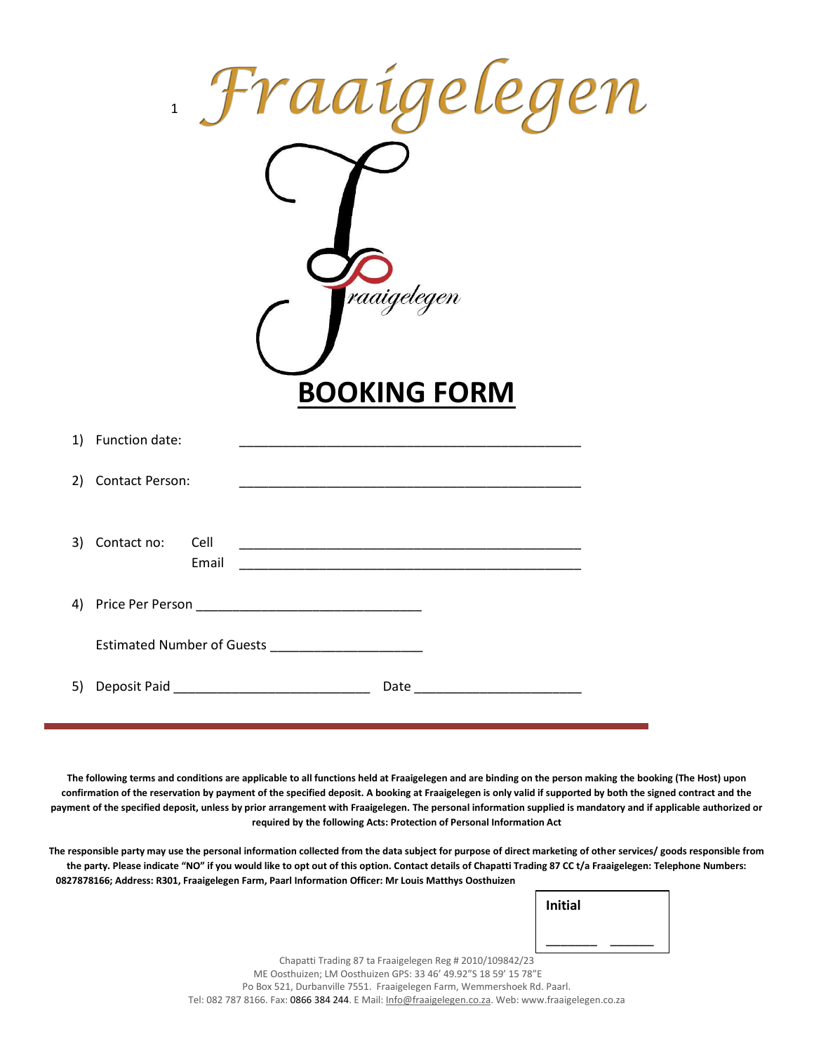# Fraaigelegen

## BOOKING FORM

1) Function date: _______________________________________________

2) Contact Person: _______________________________________________

3) Contact no: Cell _______________________________________________
   Email _______________________________________________

4) Price Per Person _______________________________

   Estimated Number of Guests _____________________

5) Deposit Paid ___________________________ Date _______________________

---

**The following terms and conditions are applicable to all functions held at Fraaigelegen and are binding on the person making the booking (The Host) upon confirmation of the reservation by payment of the specified deposit. A booking at Fraaigelegen is only valid if supported by both the signed contract and the payment of the specified deposit, unless by prior arrangement with Fraaigelegen. The personal information supplied is mandatory and if applicable authorized or required by the following Acts: Protection of Personal Information Act**

**The responsible party may use the personal information collected from the data subject for purpose of direct marketing of other services/ goods responsible from the party. Please indicate "NO" if you would like to opt out of this option. Contact details of Chapatti Trading 87 CC t/a Fraaigelegen: Telephone Numbers: 0827878166; Address: R301, Fraaigelegen Farm, Paarl Information Officer: Mr Louis Matthys Oosthuizen**

**Initial**

_______ _______

Chapatti Trading 87 ta Fraaigelegen Reg # 2010/109842/23
ME Oosthuizen; LM Oosthuizen GPS: 33 46' 49.92"S 18 59' 15 78"E
Po Box 521, Durbanville 7551. Fraaigelegen Farm, Wemmershoek Rd. Paarl.
Tel: 082 787 8166. Fax: 0866 384 244. E Mail: Info@fraaigelegen.co.za. Web: www.fraaigelegen.co.za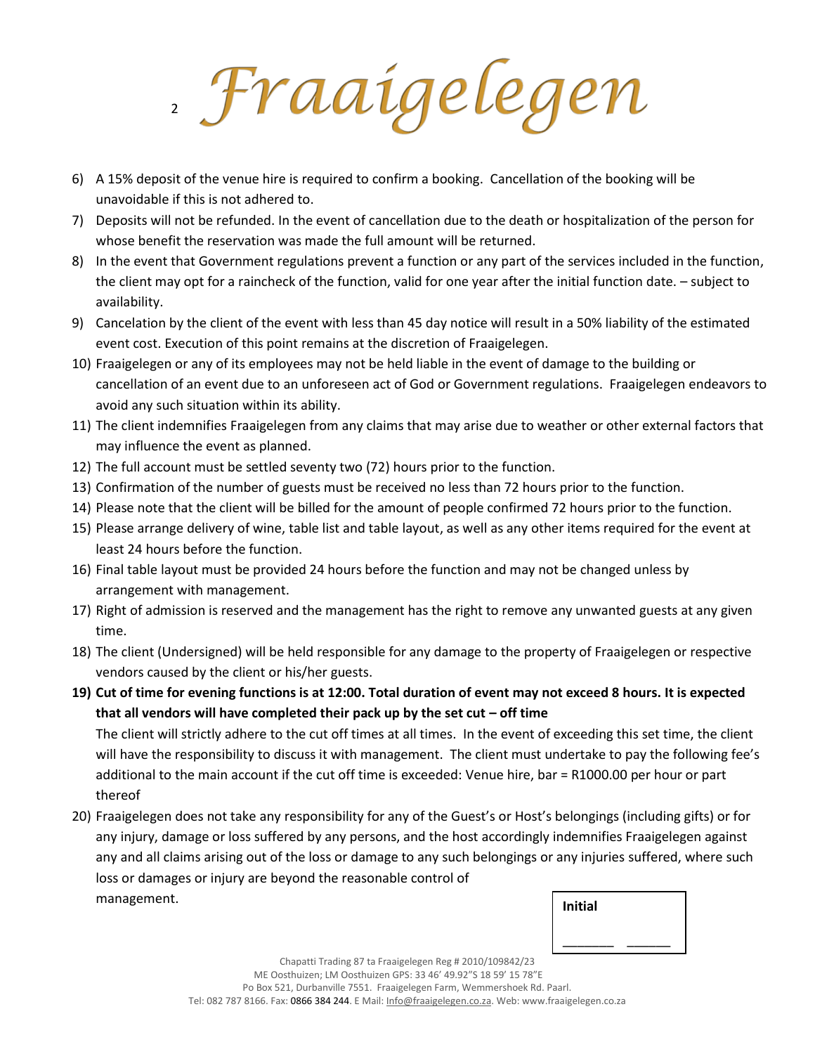6) A 15% deposit of the venue hire is required to confirm a booking. Cancellation of the booking will be unavoidable if this is not adhered to.
7) Deposits will not be refunded. In the event of cancellation due to the death or hospitalization of the person for whose benefit the reservation was made the full amount will be returned.
8) In the event that Government regulations prevent a function or any part of the services included in the function, the client may opt for a raincheck of the function, valid for one year after the initial function date. – subject to availability.
9) Cancelation by the client of the event with less than 45 day notice will result in a 50% liability of the estimated event cost. Execution of this point remains at the discretion of Fraaigelegen.
10) Fraaigelegen or any of its employees may not be held liable in the event of damage to the building or cancellation of an event due to an unforeseen act of God or Government regulations. Fraaigelegen endeavors to avoid any such situation within its ability.
11) The client indemnifies Fraaigelegen from any claims that may arise due to weather or other external factors that may influence the event as planned.
12) The full account must be settled seventy two (72) hours prior to the function.
13) Confirmation of the number of guests must be received no less than 72 hours prior to the function.
14) Please note that the client will be billed for the amount of people confirmed 72 hours prior to the function.
15) Please arrange delivery of wine, table list and table layout, as well as any other items required for the event at least 24 hours before the function.
16) Final table layout must be provided 24 hours before the function and may not be changed unless by arrangement with management.
17) Right of admission is reserved and the management has the right to remove any unwanted guests at any given time.
18) The client (Undersigned) will be held responsible for any damage to the property of Fraaigelegen or respective vendors caused by the client or his/her guests.
19) **Cut of time for evening functions is at 12:00. Total duration of event may not exceed 8 hours. It is expected that all vendors will have completed their pack up by the set cut – off time**

    The client will strictly adhere to the cut off times at all times. In the event of exceeding this set time, the client will have the responsibility to discuss it with management. The client must undertake to pay the following fee's additional to the main account if the cut off time is exceeded: Venue hire, bar = R1000.00 per hour or part thereof
20) Fraaigelegen does not take any responsibility for any of the Guest's or Host's belongings (including gifts) or for any injury, damage or loss suffered by any persons, and the host accordingly indemnifies Fraaigelegen against any and all claims arising out of the loss or damage to any such belongings or any injuries suffered, where such loss or damages or injury are beyond the reasonable control of management.

**Initial**

_______ _______

Chapatti Trading 87 ta Fraaigelegen Reg # 2010/109842/23
ME Oosthuizen; LM Oosthuizen GPS: 33 46' 49.92"S 18 59' 15 78"E
Po Box 521, Durbanville 7551. Fraaigelegen Farm, Wemmershoek Rd. Paarl.
Tel: 082 787 8166. Fax: 0866 384 244. E Mail: Info@fraaigelegen.co.za. Web: www.fraaigelegen.co.za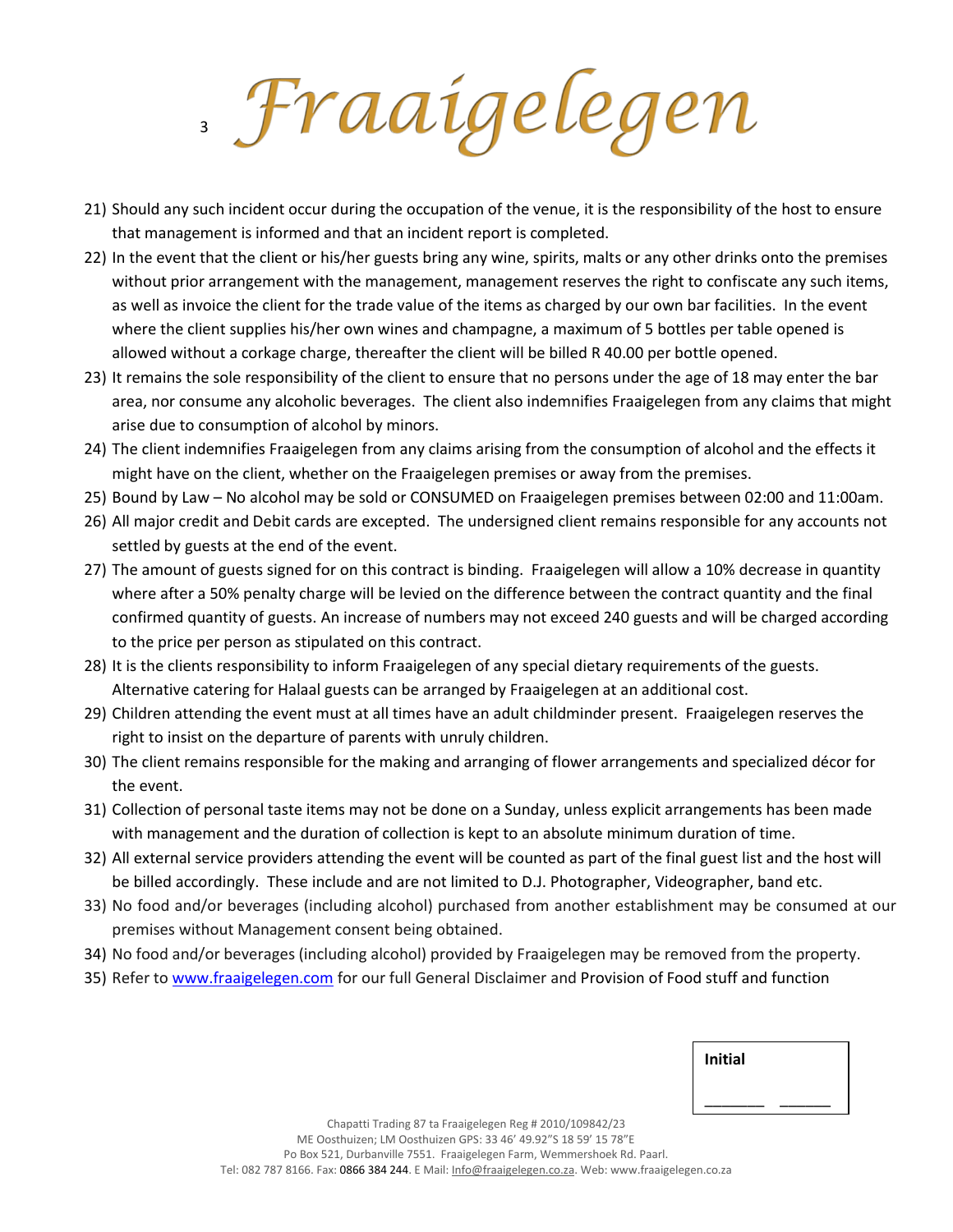21) Should any such incident occur during the occupation of the venue, it is the responsibility of the host to ensure that management is informed and that an incident report is completed.
22) In the event that the client or his/her guests bring any wine, spirits, malts or any other drinks onto the premises without prior arrangement with the management, management reserves the right to confiscate any such items, as well as invoice the client for the trade value of the items as charged by our own bar facilities. In the event where the client supplies his/her own wines and champagne, a maximum of 5 bottles per table opened is allowed without a corkage charge, thereafter the client will be billed R 40.00 per bottle opened.
23) It remains the sole responsibility of the client to ensure that no persons under the age of 18 may enter the bar area, nor consume any alcoholic beverages. The client also indemnifies Fraaigelegen from any claims that might arise due to consumption of alcohol by minors.
24) The client indemnifies Fraaigelegen from any claims arising from the consumption of alcohol and the effects it might have on the client, whether on the Fraaigelegen premises or away from the premises.
25) Bound by Law – No alcohol may be sold or CONSUMED on Fraaigelegen premises between 02:00 and 11:00am.
26) All major credit and Debit cards are excepted. The undersigned client remains responsible for any accounts not settled by guests at the end of the event.
27) The amount of guests signed for on this contract is binding. Fraaigelegen will allow a 10% decrease in quantity where after a 50% penalty charge will be levied on the difference between the contract quantity and the final confirmed quantity of guests. An increase of numbers may not exceed 240 guests and will be charged according to the price per person as stipulated on this contract.
28) It is the clients responsibility to inform Fraaigelegen of any special dietary requirements of the guests. Alternative catering for Halaal guests can be arranged by Fraaigelegen at an additional cost.
29) Children attending the event must at all times have an adult childminder present. Fraaigelegen reserves the right to insist on the departure of parents with unruly children.
30) The client remains responsible for the making and arranging of flower arrangements and specialized décor for the event.
31) Collection of personal taste items may not be done on a Sunday, unless explicit arrangements has been made with management and the duration of collection is kept to an absolute minimum duration of time.
32) All external service providers attending the event will be counted as part of the final guest list and the host will be billed accordingly. These include and are not limited to D.J. Photographer, Videographer, band etc.
33) No food and/or beverages (including alcohol) purchased from another establishment may be consumed at our premises without Management consent being obtained.
34) No food and/or beverages (including alcohol) provided by Fraaigelegen may be removed from the property.
35) Refer to [www.fraaigelegen.com](http://www.fraaigelegen.com) for our full General Disclaimer and Provision of Food stuff and function

| **Initial** |
| --- |
| _______ ______ |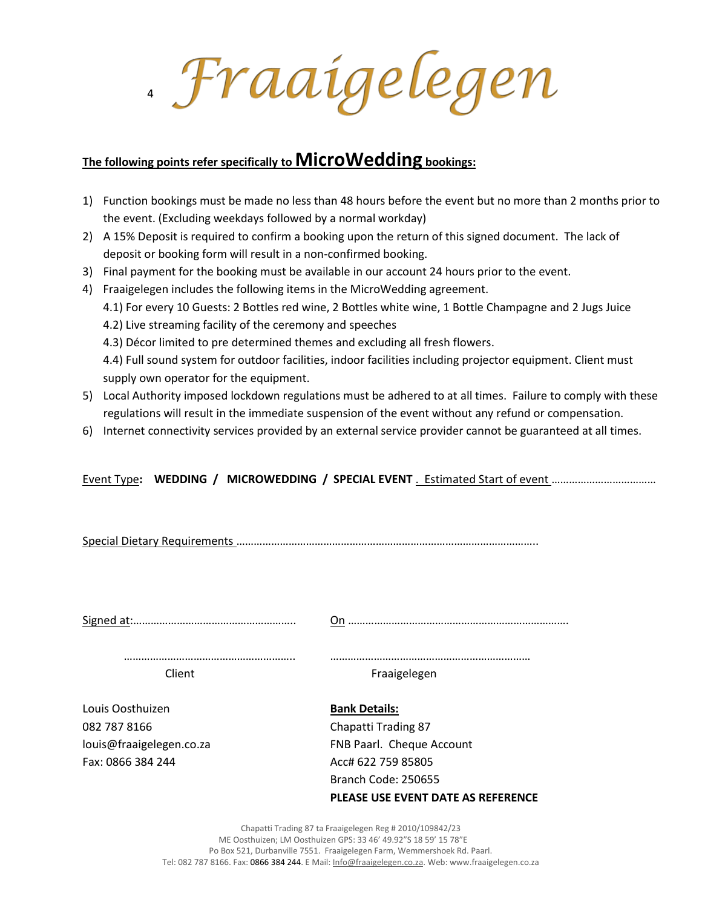# Fraaigelegen

**The following points refer specifically to MicroWedding bookings:**

1) Function bookings must be made no less than 48 hours before the event but no more than 2 months prior to the event. (Excluding weekdays followed by a normal workday)
2) A 15% Deposit is required to confirm a booking upon the return of this signed document. The lack of deposit or booking form will result in a non-confirmed booking.
3) Final payment for the booking must be available in our account 24 hours prior to the event.
4) Fraaigelegen includes the following items in the MicroWedding agreement.
   4.1) For every 10 Guests: 2 Bottles red wine, 2 Bottles white wine, 1 Bottle Champagne and 2 Jugs Juice
   4.2) Live streaming facility of the ceremony and speeches
   4.3) Décor limited to pre determined themes and excluding all fresh flowers.
   4.4) Full sound system for outdoor facilities, indoor facilities including projector equipment. Client must supply own operator for the equipment.
5) Local Authority imposed lockdown regulations must be adhered to at all times. Failure to comply with these regulations will result in the immediate suspension of the event without any refund or compensation.
6) Internet connectivity services provided by an external service provider cannot be guaranteed at all times.

Event Type**:** **WEDDING / MICROWEDDING / SPECIAL EVENT** . Estimated Start of event ………………………………

Special Dietary Requirements …………………………………………………………………………………………..

Signed at:……………………………………………….. On ………………………………………………………………….

…………………………………………………..
Client

……………………………………………………………
Fraaigelegen

Louis Oosthuizen
082 787 8166
louis@fraaigelegen.co.za
Fax: 0866 384 244

**Bank Details:**
Chapatti Trading 87
FNB Paarl. Cheque Account
Acc# 622 759 85805
Branch Code: 250655
**PLEASE USE EVENT DATE AS REFERENCE**

Chapatti Trading 87 ta Fraaigelegen Reg # 2010/109842/23
ME Oosthuizen; LM Oosthuizen GPS: 33 46' 49.92"S 18 59' 15 78"E
Po Box 521, Durbanville 7551. Fraaigelegen Farm, Wemmershoek Rd. Paarl.
Tel: 082 787 8166. Fax: 0866 384 244. E Mail: Info@fraaigelegen.co.za. Web: www.fraaigelegen.co.za